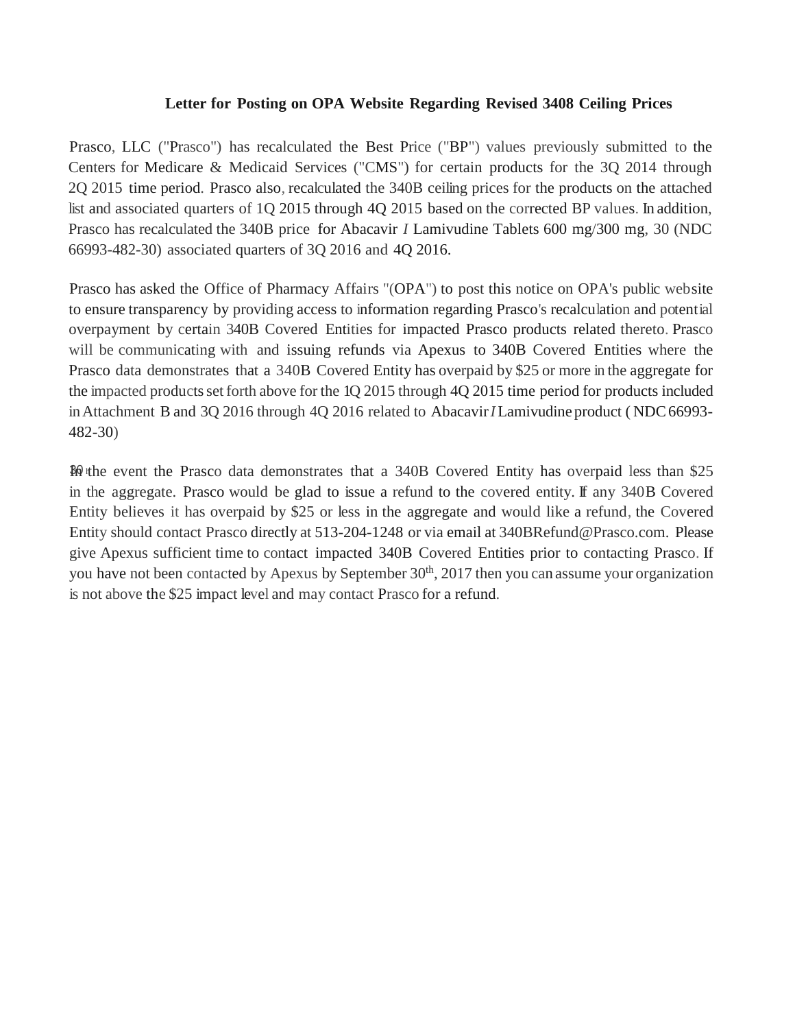**Letter for Posting on OPA Website Regarding Revised 3408 Ceiling Prices**

Prasco, LLC ("Prasco") has recalculated the Best Price ("BP") values previously submitted to the Centers for Medicare & Medicaid Services ("CMS") for certain products for the 3Q 2014 through 2Q 2015 time period. Prasco also, recalculated the 340B ceiling prices for the products on the attached list and associated quarters of 1Q 2015 through 4Q 2015 based on the corrected BP values. In addition, Prasco has recalculated the 340B price for Abacavir *I* Lamivudine Tablets 600 mg/300 mg, 30 (NDC 66993-482-30) associated quarters of 3Q 2016 and 4Q 2016.

Prasco has asked the Office of Pharmacy Affairs "(OPA") to post this notice on OPA's public website to ensure transparency by providing access to information regarding Prasco's recalculation and potential overpayment by certain 340B Covered Entities for impacted Prasco products related thereto. Prasco will be communicating with and issuing refunds via Apexus to 340B Covered Entities where the Prasco data demonstrates that a 340B Covered Entity has overpaid by $25 or more in the aggregate for the impacted products set forth above for the 1Q 2015 through 4Q 2015 time period for products included in Attachment B and 3Q 2016 through 4Q 2016 related to Abacavir *I* Lamivudine product ( NDC 66993-482-30)

In the event the Prasco data demonstrates that a 340B Covered Entity has overpaid less than $25 in the aggregate. Prasco would be glad to issue a refund to the covered entity. If any 340B Covered Entity believes it has overpaid by $25 or less in the aggregate and would like a refund, the Covered Entity should contact Prasco directly at 513-204-1248 or via email at 340BRefund@Prasco.com. Please give Apexus sufficient time to contact impacted 340B Covered Entities prior to contacting Prasco. If you have not been contacted by Apexus by September 30th, 2017 then you can assume your organization is not above the $25 impact level and may contact Prasco for a refund.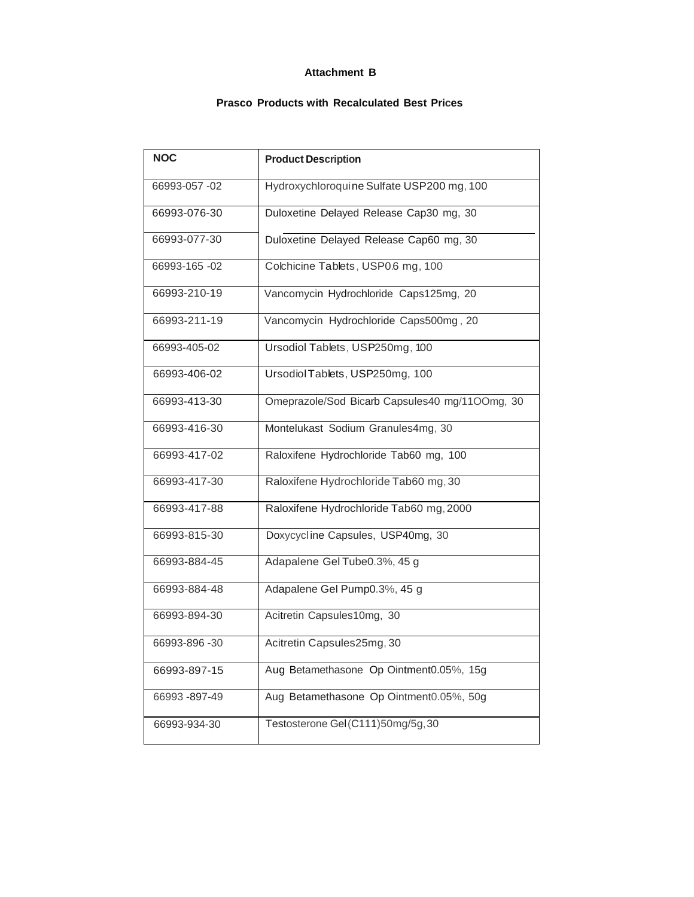**Attachment B**

**Prasco Products with Recalculated Best Prices**

| NOC | Product Description |
|---|---|
| 66993-057 -02 | Hydroxychloroquine Sulfate USP200 mg, 100 |
| 66993-076-30 | Duloxetine Delayed Release Cap30 mg, 30 |
| 66993-077-30 | Duloxetine Delayed Release Cap60 mg, 30 |
| 66993-165 -02 | Colchicine Tablets, USP0.6 mg, 100 |
| 66993-210-19 | Vancomycin Hydrochloride Caps125mg, 20 |
| 66993-211-19 | Vancomycin Hydrochloride Caps500mg, 20 |
| 66993-405-02 | Ursodiol Tablets, USP250mg, 100 |
| 66993-406-02 | Ursodiol Tablets, USP250mg, 100 |
| 66993-413-30 | Omeprazole/Sod Bicarb Capsules40 mg/11OOmg, 30 |
| 66993-416-30 | Montelukast Sodium Granules4mg, 30 |
| 66993-417-02 | Raloxifene Hydrochloride Tab60 mg, 100 |
| 66993-417-30 | Raloxifene Hydrochloride Tab60 mg, 30 |
| 66993-417-88 | Raloxifene Hydrochloride Tab60 mg, 2000 |
| 66993-815-30 | Doxycycline Capsules, USP40mg, 30 |
| 66993-884-45 | Adapalene Gel Tube0.3%, 45 g |
| 66993-884-48 | Adapalene Gel Pump0.3%, 45 g |
| 66993-894-30 | Acitretin Capsules10mg, 30 |
| 66993-896 -30 | Acitretin Capsules25mg, 30 |
| 66993-897-15 | Aug Betamethasone Op Ointment0.05%, 15g |
| 66993 -897-49 | Aug Betamethasone Op Ointment0.05%, 50g |
| 66993-934-30 | Testosterone Gel (C111)50mg/5g, 30 |